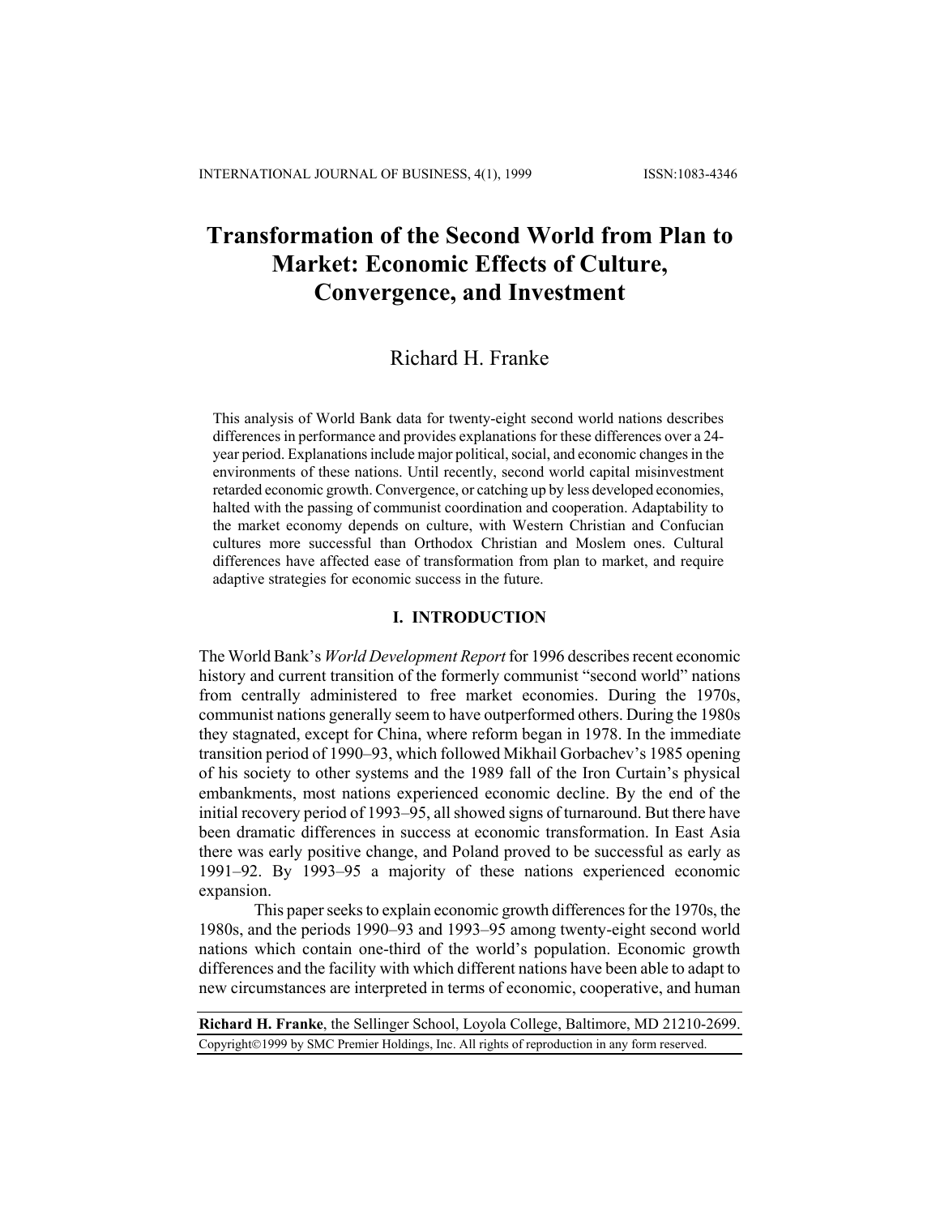# Transformation of the Second World from Plan to Market: Economic Effects of Culture, Convergence, and Investment

Richard H. Franke

This analysis of World Bank data for twenty-eight second world nations describes differences in performance and provides explanations for these differences over a 24-year period. Explanations include major political, social, and economic changes in the environments of these nations. Until recently, second world capital misinvestment retarded economic growth. Convergence, or catching up by less developed economies, halted with the passing of communist coordination and cooperation. Adaptability to the market economy depends on culture, with Western Christian and Confucian cultures more successful than Orthodox Christian and Moslem ones. Cultural differences have affected ease of transformation from plan to market, and require adaptive strategies for economic success in the future.

## I. INTRODUCTION

The World Bank's *World Development Report* for 1996 describes recent economic history and current transition of the formerly communist "second world" nations from centrally administered to free market economies. During the 1970s, communist nations generally seem to have outperformed others. During the 1980s they stagnated, except for China, where reform began in 1978. In the immediate transition period of 1990–93, which followed Mikhail Gorbachev's 1985 opening of his society to other systems and the 1989 fall of the Iron Curtain's physical embankments, most nations experienced economic decline. By the end of the initial recovery period of 1993–95, all showed signs of turnaround. But there have been dramatic differences in success at economic transformation. In East Asia there was early positive change, and Poland proved to be successful as early as 1991–92. By 1993–95 a majority of these nations experienced economic expansion.

This paper seeks to explain economic growth differences for the 1970s, the 1980s, and the periods 1990–93 and 1993–95 among twenty-eight second world nations which contain one-third of the world's population. Economic growth differences and the facility with which different nations have been able to adapt to new circumstances are interpreted in terms of economic, cooperative, and human

**Richard H. Franke**, the Sellinger School, Loyola College, Baltimore, MD 21210-2699.

Copyright©1999 by SMC Premier Holdings, Inc. All rights of reproduction in any form reserved.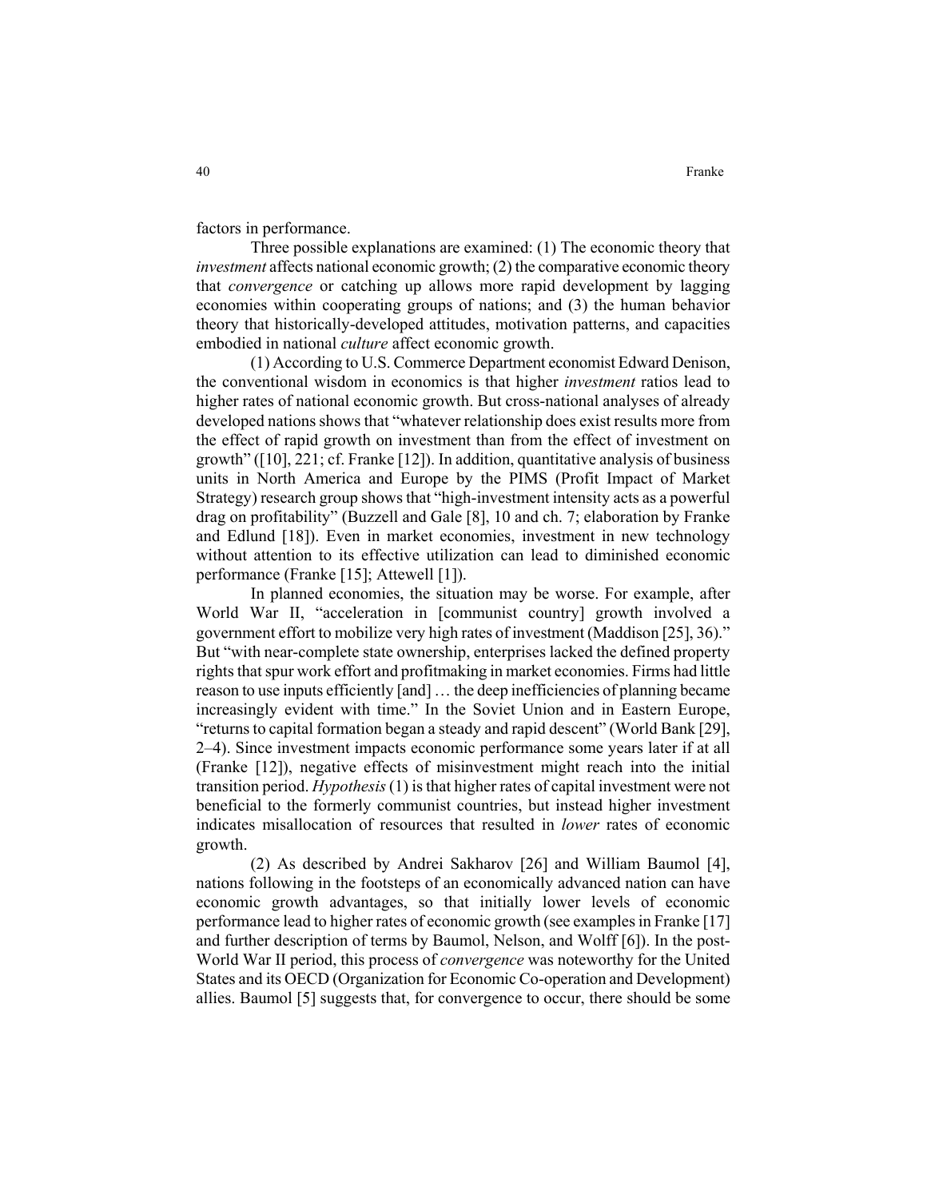factors in performance.

Three possible explanations are examined: (1) The economic theory that *investment* affects national economic growth; (2) the comparative economic theory that *convergence* or catching up allows more rapid development by lagging economies within cooperating groups of nations; and (3) the human behavior theory that historically-developed attitudes, motivation patterns, and capacities embodied in national *culture* affect economic growth.

(1) According to U.S. Commerce Department economist Edward Denison, the conventional wisdom in economics is that higher *investment* ratios lead to higher rates of national economic growth. But cross-national analyses of already developed nations shows that "whatever relationship does exist results more from the effect of rapid growth on investment than from the effect of investment on growth" ([10], 221; cf. Franke [12]). In addition, quantitative analysis of business units in North America and Europe by the PIMS (Profit Impact of Market Strategy) research group shows that "high-investment intensity acts as a powerful drag on profitability" (Buzzell and Gale [8], 10 and ch. 7; elaboration by Franke and Edlund [18]). Even in market economies, investment in new technology without attention to its effective utilization can lead to diminished economic performance (Franke [15]; Attewell [1]).

In planned economies, the situation may be worse. For example, after World War II, "acceleration in [communist country] growth involved a government effort to mobilize very high rates of investment (Maddison [25], 36)." But "with near-complete state ownership, enterprises lacked the defined property rights that spur work effort and profitmaking in market economies. Firms had little reason to use inputs efficiently [and] … the deep inefficiencies of planning became increasingly evident with time." In the Soviet Union and in Eastern Europe, "returns to capital formation began a steady and rapid descent" (World Bank [29], 2–4). Since investment impacts economic performance some years later if at all (Franke [12]), negative effects of misinvestment might reach into the initial transition period. *Hypothesis* (1) is that higher rates of capital investment were not beneficial to the formerly communist countries, but instead higher investment indicates misallocation of resources that resulted in *lower* rates of economic growth.

(2) As described by Andrei Sakharov [26] and William Baumol [4], nations following in the footsteps of an economically advanced nation can have economic growth advantages, so that initially lower levels of economic performance lead to higher rates of economic growth (see examples in Franke [17] and further description of terms by Baumol, Nelson, and Wolff [6]). In the post-World War II period, this process of *convergence* was noteworthy for the United States and its OECD (Organization for Economic Co-operation and Development) allies. Baumol [5] suggests that, for convergence to occur, there should be some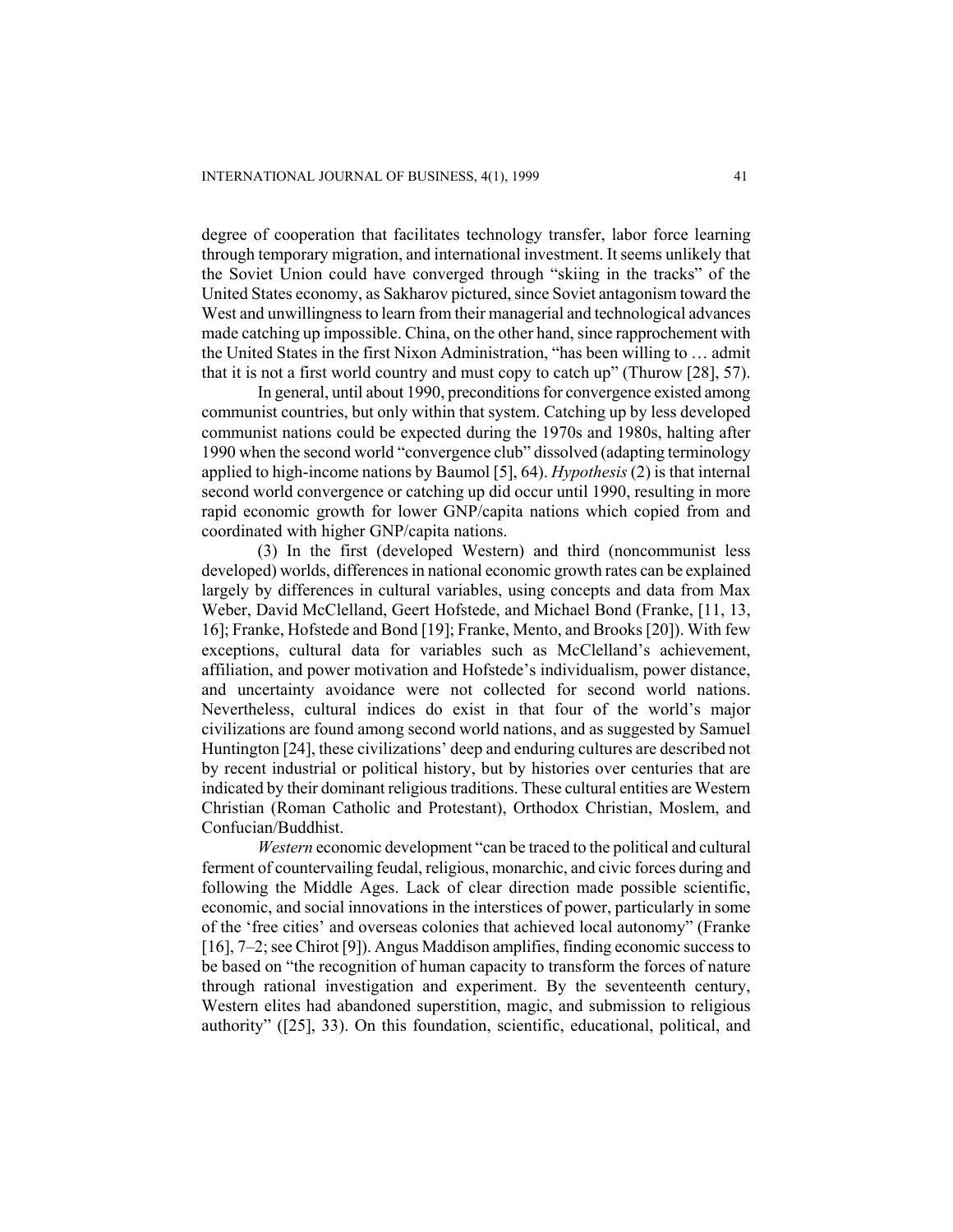degree of cooperation that facilitates technology transfer, labor force learning through temporary migration, and international investment. It seems unlikely that the Soviet Union could have converged through "skiing in the tracks" of the United States economy, as Sakharov pictured, since Soviet antagonism toward the West and unwillingness to learn from their managerial and technological advances made catching up impossible. China, on the other hand, since rapprochement with the United States in the first Nixon Administration, "has been willing to … admit that it is not a first world country and must copy to catch up" (Thurow [28], 57).

In general, until about 1990, preconditions for convergence existed among communist countries, but only within that system. Catching up by less developed communist nations could be expected during the 1970s and 1980s, halting after 1990 when the second world "convergence club" dissolved (adapting terminology applied to high-income nations by Baumol [5], 64). *Hypothesis* (2) is that internal second world convergence or catching up did occur until 1990, resulting in more rapid economic growth for lower GNP/capita nations which copied from and coordinated with higher GNP/capita nations.

(3) In the first (developed Western) and third (noncommunist less developed) worlds, differences in national economic growth rates can be explained largely by differences in cultural variables, using concepts and data from Max Weber, David McClelland, Geert Hofstede, and Michael Bond (Franke, [11, 13, 16]; Franke, Hofstede and Bond [19]; Franke, Mento, and Brooks [20]). With few exceptions, cultural data for variables such as McClelland's achievement, affiliation, and power motivation and Hofstede's individualism, power distance, and uncertainty avoidance were not collected for second world nations. Nevertheless, cultural indices do exist in that four of the world's major civilizations are found among second world nations, and as suggested by Samuel Huntington [24], these civilizations' deep and enduring cultures are described not by recent industrial or political history, but by histories over centuries that are indicated by their dominant religious traditions. These cultural entities are Western Christian (Roman Catholic and Protestant), Orthodox Christian, Moslem, and Confucian/Buddhist.

*Western* economic development "can be traced to the political and cultural ferment of countervailing feudal, religious, monarchic, and civic forces during and following the Middle Ages. Lack of clear direction made possible scientific, economic, and social innovations in the interstices of power, particularly in some of the 'free cities' and overseas colonies that achieved local autonomy" (Franke [16], 7–2; see Chirot [9]). Angus Maddison amplifies, finding economic success to be based on "the recognition of human capacity to transform the forces of nature through rational investigation and experiment. By the seventeenth century, Western elites had abandoned superstition, magic, and submission to religious authority" ([25], 33). On this foundation, scientific, educational, political, and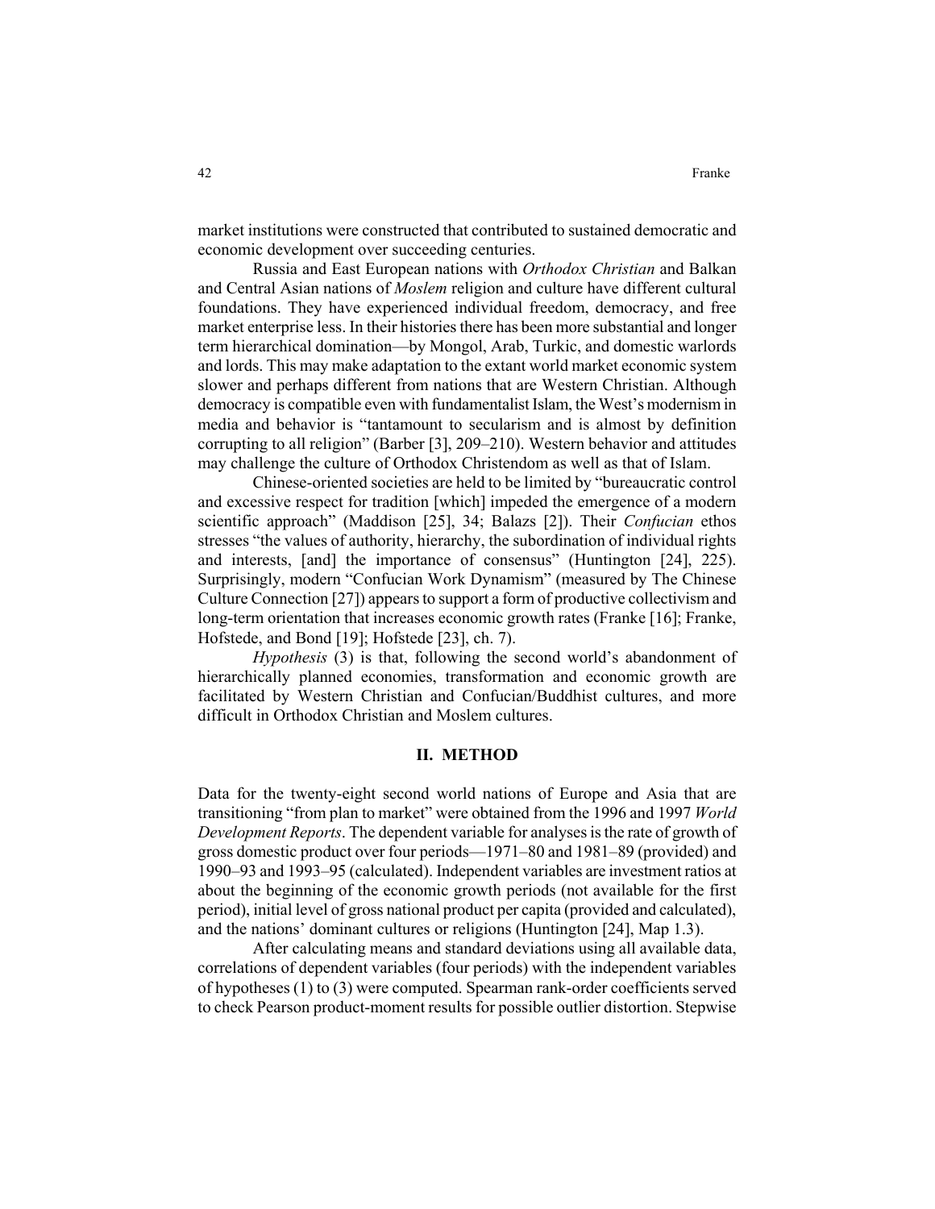market institutions were constructed that contributed to sustained democratic and economic development over succeeding centuries.

Russia and East European nations with *Orthodox Christian* and Balkan and Central Asian nations of *Moslem* religion and culture have different cultural foundations. They have experienced individual freedom, democracy, and free market enterprise less. In their histories there has been more substantial and longer term hierarchical domination—by Mongol, Arab, Turkic, and domestic warlords and lords. This may make adaptation to the extant world market economic system slower and perhaps different from nations that are Western Christian. Although democracy is compatible even with fundamentalist Islam, the West's modernism in media and behavior is "tantamount to secularism and is almost by definition corrupting to all religion" (Barber [3], 209–210). Western behavior and attitudes may challenge the culture of Orthodox Christendom as well as that of Islam.

Chinese-oriented societies are held to be limited by "bureaucratic control and excessive respect for tradition [which] impeded the emergence of a modern scientific approach" (Maddison [25], 34; Balazs [2]). Their *Confucian* ethos stresses "the values of authority, hierarchy, the subordination of individual rights and interests, [and] the importance of consensus" (Huntington [24], 225). Surprisingly, modern "Confucian Work Dynamism" (measured by The Chinese Culture Connection [27]) appears to support a form of productive collectivism and long-term orientation that increases economic growth rates (Franke [16]; Franke, Hofstede, and Bond [19]; Hofstede [23], ch. 7).

*Hypothesis* (3) is that, following the second world's abandonment of hierarchically planned economies, transformation and economic growth are facilitated by Western Christian and Confucian/Buddhist cultures, and more difficult in Orthodox Christian and Moslem cultures.

## II. METHOD

Data for the twenty-eight second world nations of Europe and Asia that are transitioning "from plan to market" were obtained from the 1996 and 1997 *World Development Reports*. The dependent variable for analyses is the rate of growth of gross domestic product over four periods—1971–80 and 1981–89 (provided) and 1990–93 and 1993–95 (calculated). Independent variables are investment ratios at about the beginning of the economic growth periods (not available for the first period), initial level of gross national product per capita (provided and calculated), and the nations' dominant cultures or religions (Huntington [24], Map 1.3).

After calculating means and standard deviations using all available data, correlations of dependent variables (four periods) with the independent variables of hypotheses (1) to (3) were computed. Spearman rank-order coefficients served to check Pearson product-moment results for possible outlier distortion. Stepwise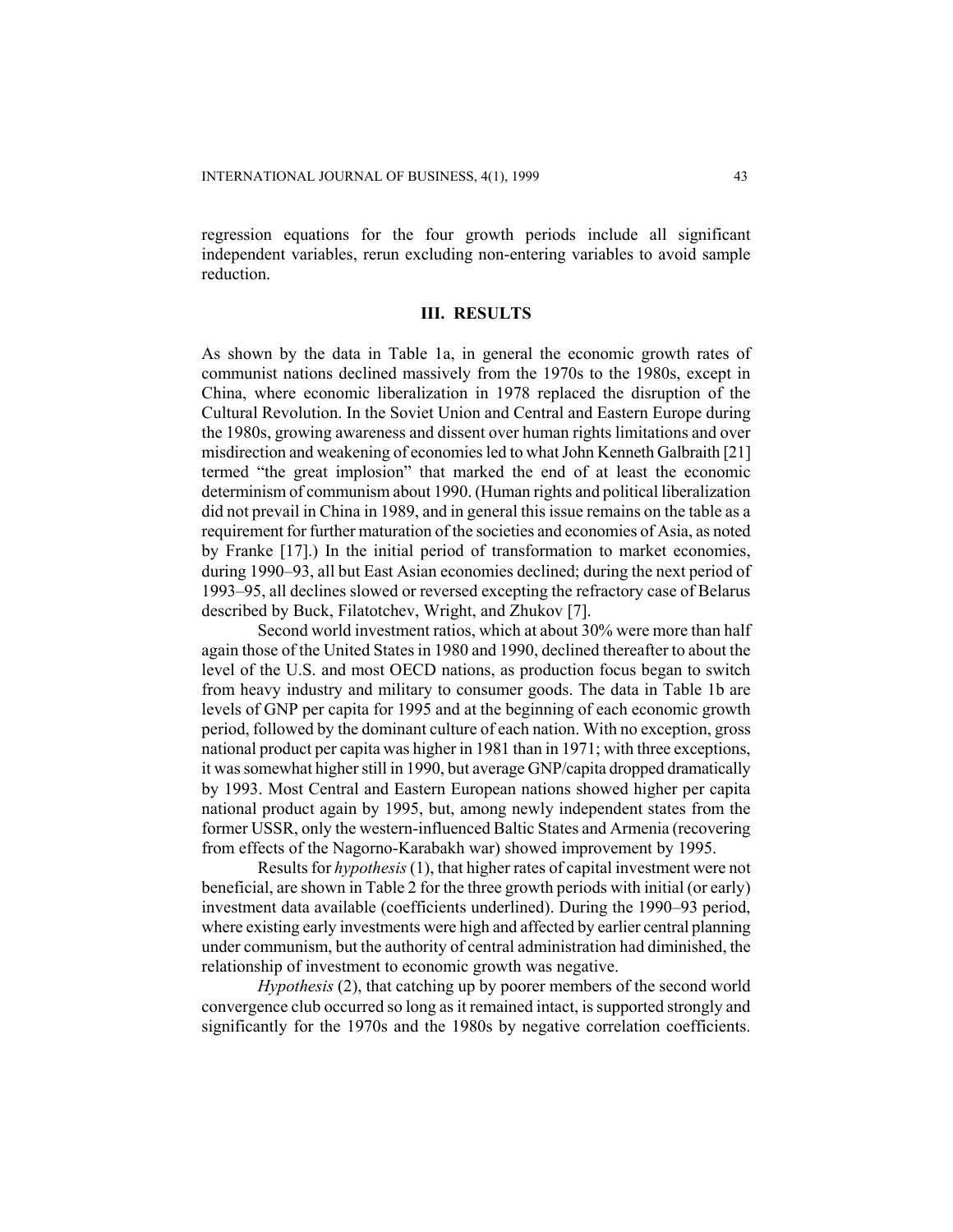regression equations for the four growth periods include all significant independent variables, rerun excluding non-entering variables to avoid sample reduction.

## III. RESULTS

As shown by the data in Table 1a, in general the economic growth rates of communist nations declined massively from the 1970s to the 1980s, except in China, where economic liberalization in 1978 replaced the disruption of the Cultural Revolution. In the Soviet Union and Central and Eastern Europe during the 1980s, growing awareness and dissent over human rights limitations and over misdirection and weakening of economies led to what John Kenneth Galbraith [21] termed "the great implosion" that marked the end of at least the economic determinism of communism about 1990. (Human rights and political liberalization did not prevail in China in 1989, and in general this issue remains on the table as a requirement for further maturation of the societies and economies of Asia, as noted by Franke [17].) In the initial period of transformation to market economies, during 1990–93, all but East Asian economies declined; during the next period of 1993–95, all declines slowed or reversed excepting the refractory case of Belarus described by Buck, Filatotchev, Wright, and Zhukov [7].

Second world investment ratios, which at about 30% were more than half again those of the United States in 1980 and 1990, declined thereafter to about the level of the U.S. and most OECD nations, as production focus began to switch from heavy industry and military to consumer goods. The data in Table 1b are levels of GNP per capita for 1995 and at the beginning of each economic growth period, followed by the dominant culture of each nation. With no exception, gross national product per capita was higher in 1981 than in 1971; with three exceptions, it was somewhat higher still in 1990, but average GNP/capita dropped dramatically by 1993. Most Central and Eastern European nations showed higher per capita national product again by 1995, but, among newly independent states from the former USSR, only the western-influenced Baltic States and Armenia (recovering from effects of the Nagorno-Karabakh war) showed improvement by 1995.

Results for *hypothesis* (1), that higher rates of capital investment were not beneficial, are shown in Table 2 for the three growth periods with initial (or early) investment data available (coefficients underlined). During the 1990–93 period, where existing early investments were high and affected by earlier central planning under communism, but the authority of central administration had diminished, the relationship of investment to economic growth was negative.

*Hypothesis* (2), that catching up by poorer members of the second world convergence club occurred so long as it remained intact, is supported strongly and significantly for the 1970s and the 1980s by negative correlation coefficients.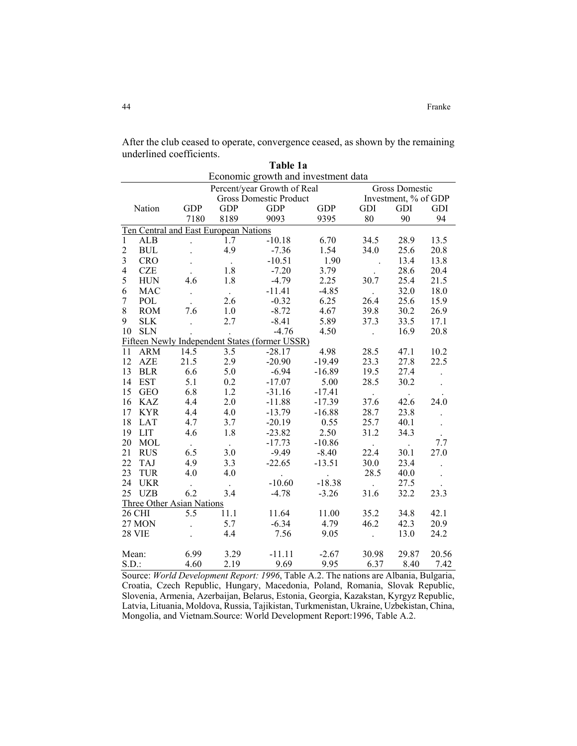After the club ceased to operate, convergence ceased, as shown by the remaining underlined coefficients.

**Table 1a**

Economic growth and investment data

| | Nation | Percent/year Growth of Real Gross Domestic Product | | | | Gross Domestic Investment, % of GDP | | |
|---|---|---|---|---|---|---|---|---|
| | | GDP 7180 | GDP 8189 | GDP 9093 | GDP 9395 | GDI 80 | GDI 90 | GDI 94 |
| Ten Central and East European Nations | | | | | | | | |
| 1 | ALB | . | 1.7 | -10.18 | 6.70 | 34.5 | 28.9 | 13.5 |
| 2 | BUL | . | 4.9 | -7.36 | 1.54 | 34.0 | 25.6 | 20.8 |
| 3 | CRO | . | . | -10.51 | 1.90 | . | 13.4 | 13.8 |
| 4 | CZE | . | 1.8 | -7.20 | 3.79 | . | 28.6 | 20.4 |
| 5 | HUN | 4.6 | 1.8 | -4.79 | 2.25 | 30.7 | 25.4 | 21.5 |
| 6 | MAC | . | . | -11.41 | -4.85 | . | 32.0 | 18.0 |
| 7 | POL | . | 2.6 | -0.32 | 6.25 | 26.4 | 25.6 | 15.9 |
| 8 | ROM | 7.6 | 1.0 | -8.72 | 4.67 | 39.8 | 30.2 | 26.9 |
| 9 | SLK | . | 2.7 | -8.41 | 5.89 | 37.3 | 33.5 | 17.1 |
| 10 | SLN | . | . | -4.76 | 4.50 | . | 16.9 | 20.8 |
| Fifteen Newly Independent States (former USSR) | | | | | | | | |
| 11 | ARM | 14.5 | 3.5 | -28.17 | 4.98 | 28.5 | 47.1 | 10.2 |
| 12 | AZE | 21.5 | 2.9 | -20.90 | -19.49 | 23.3 | 27.8 | 22.5 |
| 13 | BLR | 6.6 | 5.0 | -6.94 | -16.89 | 19.5 | 27.4 | . |
| 14 | EST | 5.1 | 0.2 | -17.07 | 5.00 | 28.5 | 30.2 | . |
| 15 | GEO | 6.8 | 1.2 | -31.16 | -17.41 | . | . | . |
| 16 | KAZ | 4.4 | 2.0 | -11.88 | -17.39 | 37.6 | 42.6 | 24.0 |
| 17 | KYR | 4.4 | 4.0 | -13.79 | -16.88 | 28.7 | 23.8 | . |
| 18 | LAT | 4.7 | 3.7 | -20.19 | 0.55 | 25.7 | 40.1 | . |
| 19 | LIT | 4.6 | 1.8 | -23.82 | 2.50 | 31.2 | 34.3 | . |
| 20 | MOL | . | . | -17.73 | -10.86 | . | . | 7.7 |
| 21 | RUS | 6.5 | 3.0 | -9.49 | -8.40 | 22.4 | 30.1 | 27.0 |
| 22 | TAJ | 4.9 | 3.3 | -22.65 | -13.51 | 30.0 | 23.4 | . |
| 23 | TUR | 4.0 | 4.0 | . | . | 28.5 | 40.0 | . |
| 24 | UKR | . | . | -10.60 | -18.38 | . | 27.5 | . |
| 25 | UZB | 6.2 | 3.4 | -4.78 | -3.26 | 31.6 | 32.2 | 23.3 |
| Three Other Asian Nations | | | | | | | | |
| 26 | CHI | 5.5 | 11.1 | 11.64 | 11.00 | 35.2 | 34.8 | 42.1 |
| 27 | MON | . | 5.7 | -6.34 | 4.79 | 46.2 | 42.3 | 20.9 |
| 28 | VIE | . | 4.4 | 7.56 | 9.05 | . | 13.0 | 24.2 |
| Mean: | | 6.99 | 3.29 | -11.11 | -2.67 | 30.98 | 29.87 | 20.56 |
| S.D.: | | 4.60 | 2.19 | 9.69 | 9.95 | 6.37 | 8.40 | 7.42 |

Source: *World Development Report: 1996*, Table A.2. The nations are Albania, Bulgaria, Croatia, Czech Republic, Hungary, Macedonia, Poland, Romania, Slovak Republic, Slovenia, Armenia, Azerbaijan, Belarus, Estonia, Georgia, Kazakstan, Kyrgyz Republic, Latvia, Lituania, Moldova, Russia, Tajikistan, Turkmenistan, Ukraine, Uzbekistan, China, Mongolia, and Vietnam.Source: World Development Report:1996, Table A.2.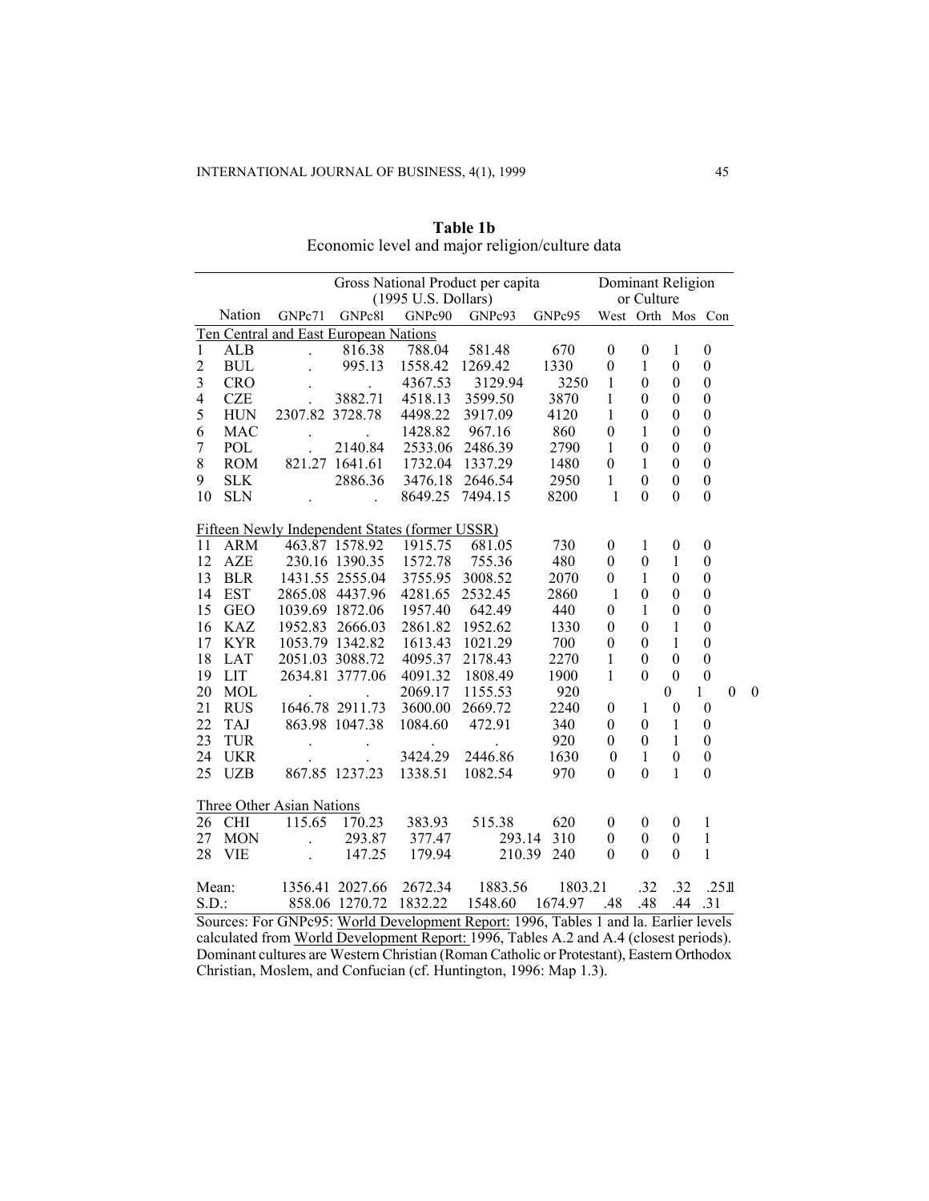**Table 1b**
Economic level and major religion/culture data

| | Nation | Gross National Product per capita (1995 U.S. Dollars) | | | | | Dominant Religion or Culture | | | |
|---|---|---|---|---|---|---|---|---|---|---|
| | | GNPc71 | GNPc8l | GNPc90 | GNPc93 | GNPc95 | West | Orth | Mos | Con |
| Ten Central and East European Nations | | | | | | | | | | |
| 1 | ALB | . | 816.38 | 788.04 | 581.48 | 670 | 0 | 0 | 1 | 0 |
| 2 | BUL | . | 995.13 | 1558.42 | 1269.42 | 1330 | 0 | 1 | 0 | 0 |
| 3 | CRO | . | . | 4367.53 | 3129.94 | 3250 | 1 | 0 | 0 | 0 |
| 4 | CZE | . | 3882.71 | 4518.13 | 3599.50 | 3870 | 1 | 0 | 0 | 0 |
| 5 | HUN | 2307.82 | 3728.78 | 4498.22 | 3917.09 | 4120 | 1 | 0 | 0 | 0 |
| 6 | MAC | . | . | 1428.82 | 967.16 | 860 | 0 | 1 | 0 | 0 |
| 7 | POL | . | 2140.84 | 2533.06 | 2486.39 | 2790 | 1 | 0 | 0 | 0 |
| 8 | ROM | 821.27 | 1641.61 | 1732.04 | 1337.29 | 1480 | 0 | 1 | 0 | 0 |
| 9 | SLK | | 2886.36 | 3476.18 | 2646.54 | 2950 | 1 | 0 | 0 | 0 |
| 10 | SLN | . | . | 8649.25 | 7494.15 | 8200 | 1 | 0 | 0 | 0 |
| Fifteen Newly Independent States (former USSR) | | | | | | | | | | |
| 11 | ARM | 463.87 | 1578.92 | 1915.75 | 681.05 | 730 | 0 | 1 | 0 | 0 |
| 12 | AZE | 230.16 | 1390.35 | 1572.78 | 755.36 | 480 | 0 | 0 | 1 | 0 |
| 13 | BLR | 1431.55 | 2555.04 | 3755.95 | 3008.52 | 2070 | 0 | 1 | 0 | 0 |
| 14 | EST | 2865.08 | 4437.96 | 4281.65 | 2532.45 | 2860 | 1 | 0 | 0 | 0 |
| 15 | GEO | 1039.69 | 1872.06 | 1957.40 | 642.49 | 440 | 0 | 1 | 0 | 0 |
| 16 | KAZ | 1952.83 | 2666.03 | 2861.82 | 1952.62 | 1330 | 0 | 0 | 1 | 0 |
| 17 | KYR | 1053.79 | 1342.82 | 1613.43 | 1021.29 | 700 | 0 | 0 | 1 | 0 |
| 18 | LAT | 2051.03 | 3088.72 | 4095.37 | 2178.43 | 2270 | 1 | 0 | 0 | 0 |
| 19 | LIT | 2634.81 | 3777.06 | 4091.32 | 1808.49 | 1900 | 1 | 0 | 0 | 0 |
| 20 | MOL | . | . | 2069.17 | 1155.53 | 920 | 0 | 1 | 0 | 0 |
| 21 | RUS | 1646.78 | 2911.73 | 3600.00 | 2669.72 | 2240 | 0 | 1 | 0 | 0 |
| 22 | TAJ | 863.98 | 1047.38 | 1084.60 | 472.91 | 340 | 0 | 0 | 1 | 0 |
| 23 | TUR | . | . | . | . | 920 | 0 | 0 | 1 | 0 |
| 24 | UKR | . | . | 3424.29 | 2446.86 | 1630 | 0 | 1 | 0 | 0 |
| 25 | UZB | 867.85 | 1237.23 | 1338.51 | 1082.54 | 970 | 0 | 0 | 1 | 0 |
| Three Other Asian Nations | | | | | | | | | | |
| 26 | CHI | 115.65 | 170.23 | 383.93 | 515.38 | 620 | 0 | 0 | 0 | 1 |
| 27 | MON | . | 293.87 | 377.47 | 293.14 | 310 | 0 | 0 | 0 | 1 |
| 28 | VIE | . | 147.25 | 179.94 | 210.39 | 240 | 0 | 0 | 0 | 1 |
| Mean: | | 1356.41 | 2027.66 | 2672.34 | 1883.56 | 1803.21 | .32 | .32 | .25 | .11 |
| S.D.: | | 858.06 | 1270.72 | 1832.22 | 1548.60 | 1674.97 | .48 | .48 | .44 | .31 |

Sources: For GNPc95: World Development Report: 1996, Tables 1 and la. Earlier levels calculated from World Development Report: 1996, Tables A.2 and A.4 (closest periods). Dominant cultures are Western Christian (Roman Catholic or Protestant), Eastern Orthodox Christian, Moslem, and Confucian (cf. Huntington, 1996: Map 1.3).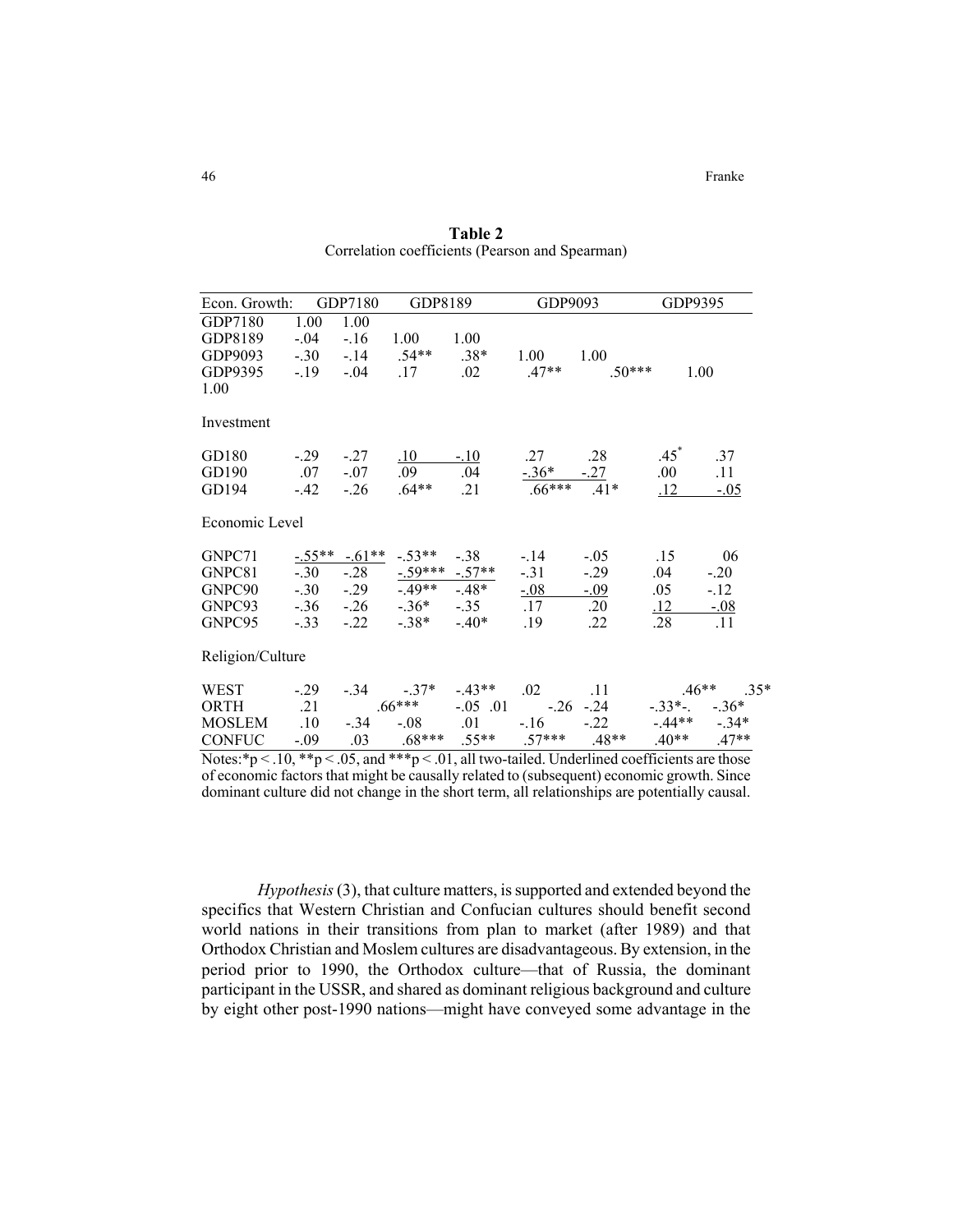**Table 2**
Correlation coefficients (Pearson and Spearman)

| Econ. Growth: | GDP7180 | | GDP8189 | | GDP9093 | | GDP9395 | |
|---|---|---|---|---|---|---|---|---|
| GDP7180 | 1.00 | 1.00 | | | | | | |
| GDP8189 | -.04 | -.16 | 1.00 | 1.00 | | | | |
| GDP9093 | -.30 | -.14 | .54** | .38* | 1.00 | 1.00 | | |
| GDP9395 | -.19 | -.04 | .17 | .02 | .47** | .50*** | 1.00 | 1.00 |
| Investment | | | | | | | | |
| GD180 | -.29 | -.27 | .10 | -.10 | .27 | .28 | .45* | .37 |
| GD190 | .07 | -.07 | .09 | .04 | -.36* | -.27 | .00 | .11 |
| GD194 | -.42 | -.26 | .64** | .21 | .66*** | .41* | .12 | -.05 |
| Economic Level | | | | | | | | |
| GNPC71 | -.55** | -.61** | -.53** | -.38 | -.14 | -.05 | .15 | 06 |
| GNPC81 | -.30 | -.28 | -.59*** | -.57** | -.31 | -.29 | .04 | -.20 |
| GNPC90 | -.30 | -.29 | -.49** | -.48* | -.08 | -.09 | .05 | -.12 |
| GNPC93 | -.36 | -.26 | -.36* | -.35 | .17 | .20 | .12 | -.08 |
| GNPC95 | -.33 | -.22 | -.38* | -.40* | .19 | .22 | .28 | .11 |
| Religion/Culture | | | | | | | | |
| WEST | -.29 | -.34 | -.37* | -.43** | .02 | .11 | .46** | .35* |
| ORTH | .21 | | .66*** | -.05 .01 | | -.26 -.24 | -.33*-. | -.36* |
| MOSLEM | .10 | -.34 | -.08 | .01 | -.16 | -.22 | -.44** | -.34* |
| CONFUC | -.09 | .03 | .68*** | .55** | .57*** | .48** | .40** | .47** |

Notes: *p < .10, **p < .05, and ***p < .01, all two-tailed. Underlined coefficients are those of economic factors that might be causally related to (subsequent) economic growth. Since dominant culture did not change in the short term, all relationships are potentially causal.

*Hypothesis* (3), that culture matters, is supported and extended beyond the specifics that Western Christian and Confucian cultures should benefit second world nations in their transitions from plan to market (after 1989) and that Orthodox Christian and Moslem cultures are disadvantageous. By extension, in the period prior to 1990, the Orthodox culture—that of Russia, the dominant participant in the USSR, and shared as dominant religious background and culture by eight other post-1990 nations—might have conveyed some advantage in the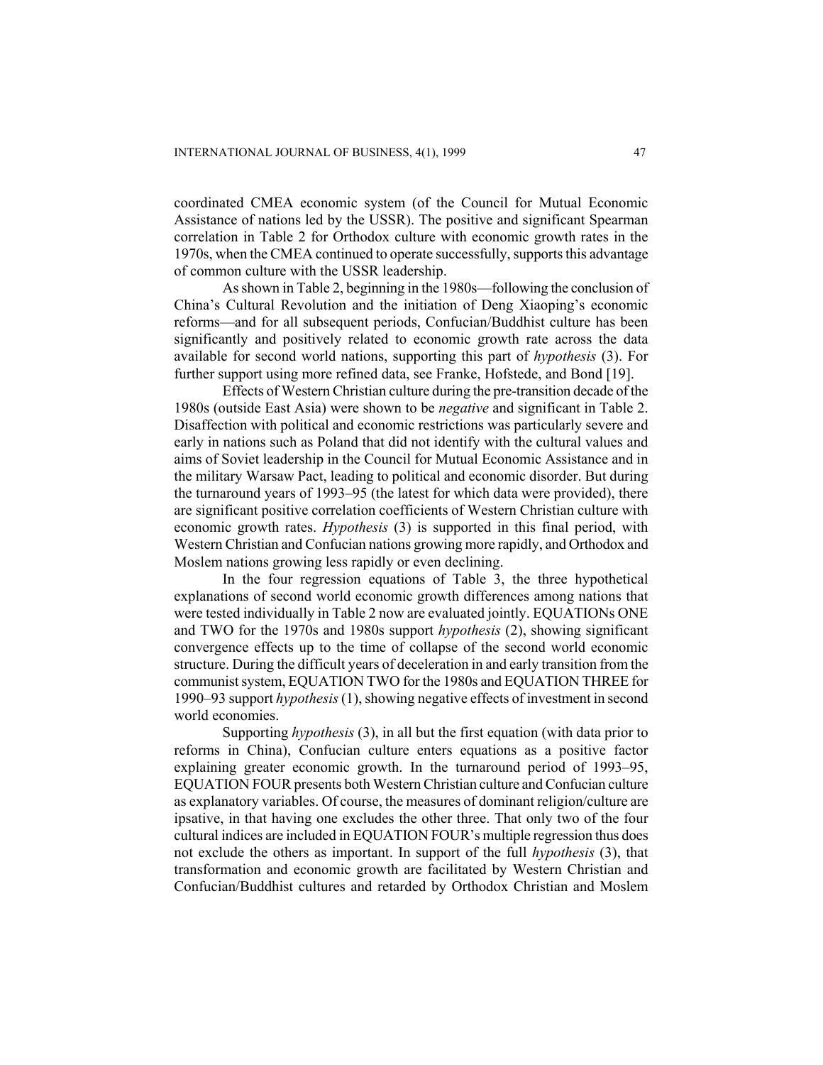coordinated CMEA economic system (of the Council for Mutual Economic Assistance of nations led by the USSR). The positive and significant Spearman correlation in Table 2 for Orthodox culture with economic growth rates in the 1970s, when the CMEA continued to operate successfully, supports this advantage of common culture with the USSR leadership.

As shown in Table 2, beginning in the 1980s—following the conclusion of China's Cultural Revolution and the initiation of Deng Xiaoping's economic reforms—and for all subsequent periods, Confucian/Buddhist culture has been significantly and positively related to economic growth rate across the data available for second world nations, supporting this part of *hypothesis* (3). For further support using more refined data, see Franke, Hofstede, and Bond [19].

Effects of Western Christian culture during the pre-transition decade of the 1980s (outside East Asia) were shown to be *negative* and significant in Table 2. Disaffection with political and economic restrictions was particularly severe and early in nations such as Poland that did not identify with the cultural values and aims of Soviet leadership in the Council for Mutual Economic Assistance and in the military Warsaw Pact, leading to political and economic disorder. But during the turnaround years of 1993–95 (the latest for which data were provided), there are significant positive correlation coefficients of Western Christian culture with economic growth rates. *Hypothesis* (3) is supported in this final period, with Western Christian and Confucian nations growing more rapidly, and Orthodox and Moslem nations growing less rapidly or even declining.

In the four regression equations of Table 3, the three hypothetical explanations of second world economic growth differences among nations that were tested individually in Table 2 now are evaluated jointly. EQUATIONs ONE and TWO for the 1970s and 1980s support *hypothesis* (2), showing significant convergence effects up to the time of collapse of the second world economic structure. During the difficult years of deceleration in and early transition from the communist system, EQUATION TWO for the 1980s and EQUATION THREE for 1990–93 support *hypothesis* (1), showing negative effects of investment in second world economies.

Supporting *hypothesis* (3), in all but the first equation (with data prior to reforms in China), Confucian culture enters equations as a positive factor explaining greater economic growth. In the turnaround period of 1993–95, EQUATION FOUR presents both Western Christian culture and Confucian culture as explanatory variables. Of course, the measures of dominant religion/culture are ipsative, in that having one excludes the other three. That only two of the four cultural indices are included in EQUATION FOUR's multiple regression thus does not exclude the others as important. In support of the full *hypothesis* (3), that transformation and economic growth are facilitated by Western Christian and Confucian/Buddhist cultures and retarded by Orthodox Christian and Moslem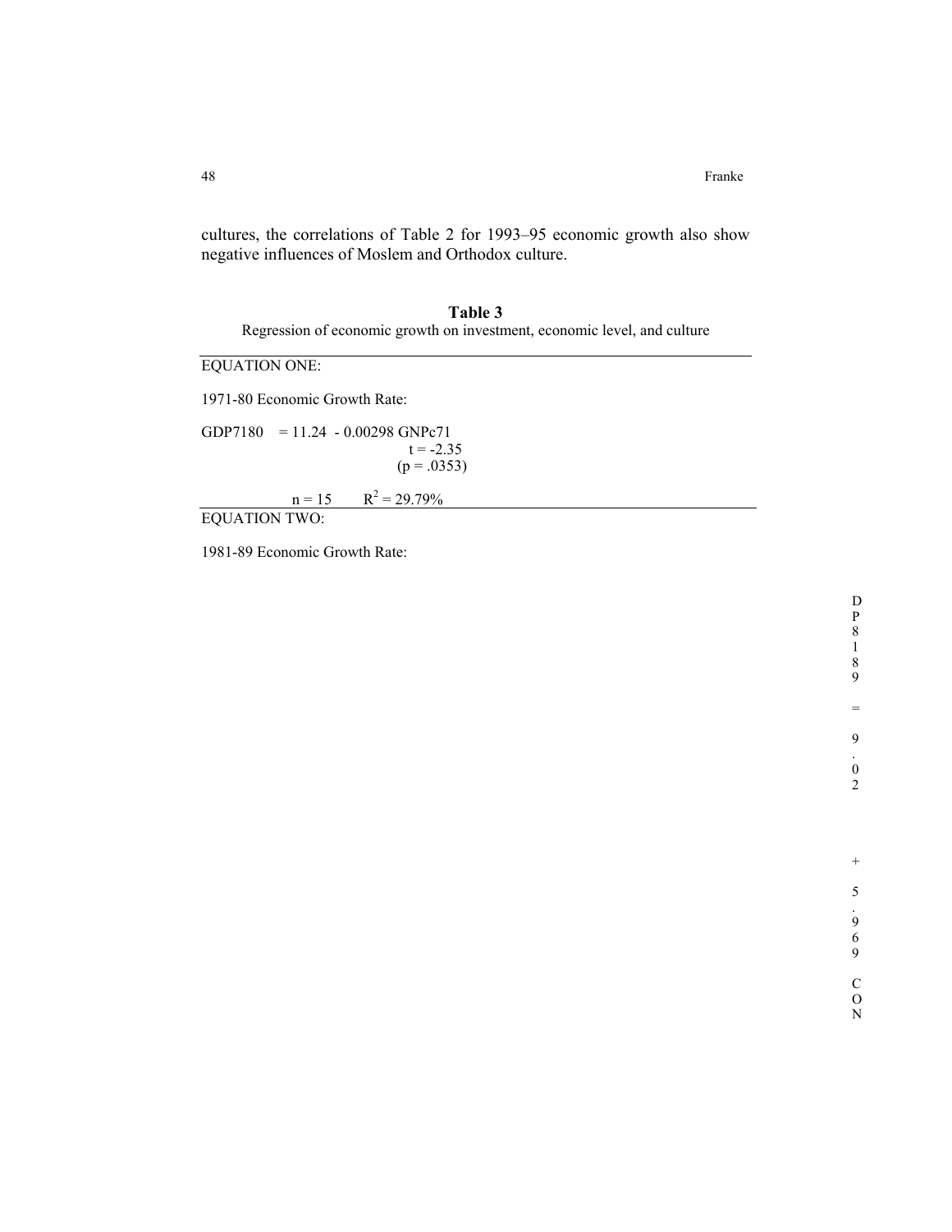cultures, the correlations of Table 2 for 1993–95 economic growth also show negative influences of Moslem and Orthodox culture.

**Table 3**

Regression of economic growth on investment, economic level, and culture

EQUATION ONE:

1971-80 Economic Growth Rate:

$$GDP7180 = 11.24 - 0.00298\ GNPc71$$

$t = -2.35$
$(p = .0353)$

$n = 15 \qquad R^2 = 29.79\%$

EQUATION TWO:

1981-89 Economic Growth Rate:

DP8189 = 9.02 + 5.969 CON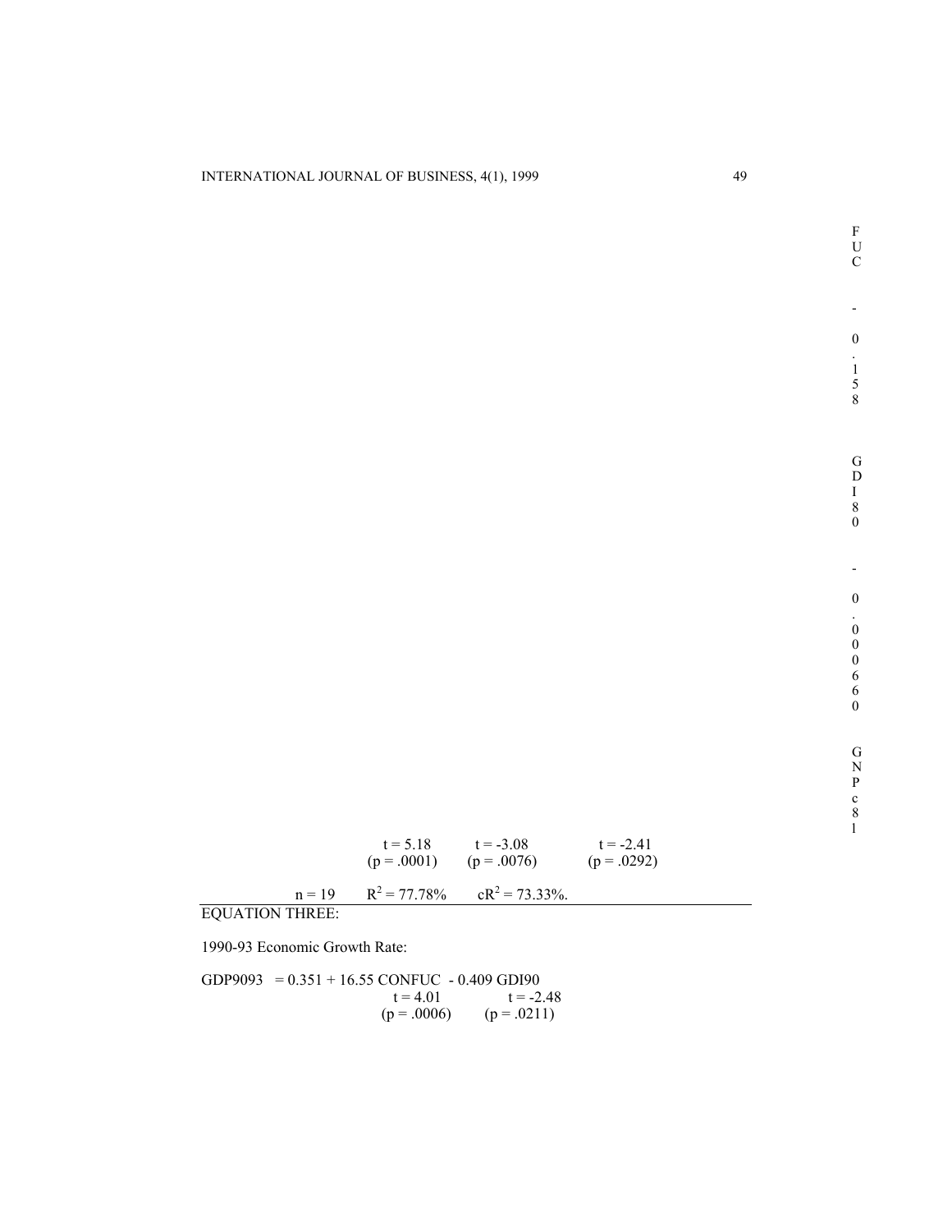FUC - 0.158 GDI80 - 0.000660 GNPc81

t = 5.18 (p = .0001) t = -3.08 (p = .0076) t = -2.41 (p = .0292)

n = 19 $R^2$ = 77.78% $cR^2$ = 73.33%.

EQUATION THREE:

1990-93 Economic Growth Rate:

GDP9093 = 0.351 + 16.55 CONFUC - 0.409 GDI90

t = 4.01 (p = .0006) t = -2.48 (p = .0211)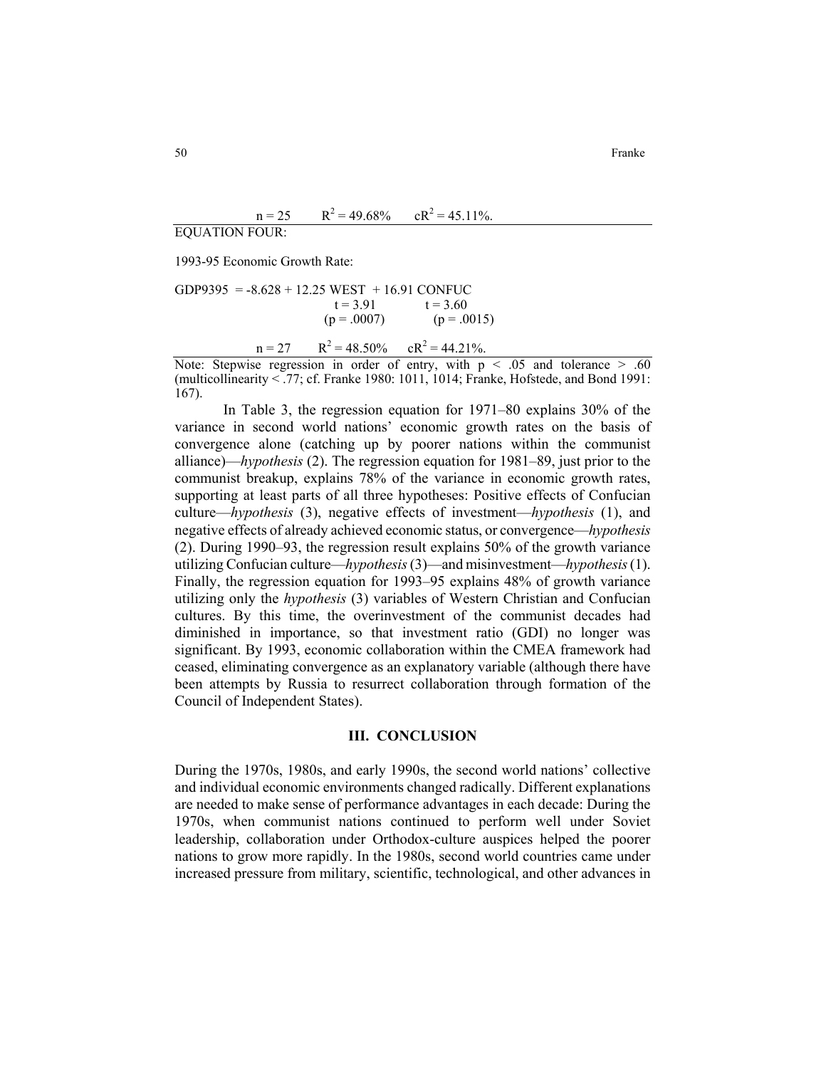$n = 25 \quad R^2 = 49.68\% \quad cR^2 = 45.11\%.$

EQUATION FOUR:

1993-95 Economic Growth Rate:

$$GDP9395 = -8.628 + 12.25\ WEST + 16.91\ CONFUC$$

$t = 3.91$ ($p = .0007$) for WEST; $t = 3.60$ ($p = .0015$) for CONFUC

$n = 27 \quad R^2 = 48.50\% \quad cR^2 = 44.21\%.$

Note: Stepwise regression in order of entry, with $p < .05$ and tolerance $> .60$ (multicollinearity $< .77$; cf. Franke 1980: 1011, 1014; Franke, Hofstede, and Bond 1991: 167).

In Table 3, the regression equation for 1971–80 explains 30% of the variance in second world nations' economic growth rates on the basis of convergence alone (catching up by poorer nations within the communist alliance)—*hypothesis* (2). The regression equation for 1981–89, just prior to the communist breakup, explains 78% of the variance in economic growth rates, supporting at least parts of all three hypotheses: Positive effects of Confucian culture—*hypothesis* (3), negative effects of investment—*hypothesis* (1), and negative effects of already achieved economic status, or convergence—*hypothesis* (2). During 1990–93, the regression result explains 50% of the growth variance utilizing Confucian culture—*hypothesis* (3)—and misinvestment—*hypothesis* (1). Finally, the regression equation for 1993–95 explains 48% of growth variance utilizing only the *hypothesis* (3) variables of Western Christian and Confucian cultures. By this time, the overinvestment of the communist decades had diminished in importance, so that investment ratio (GDI) no longer was significant. By 1993, economic collaboration within the CMEA framework had ceased, eliminating convergence as an explanatory variable (although there have been attempts by Russia to resurrect collaboration through formation of the Council of Independent States).

## III. CONCLUSION

During the 1970s, 1980s, and early 1990s, the second world nations' collective and individual economic environments changed radically. Different explanations are needed to make sense of performance advantages in each decade: During the 1970s, when communist nations continued to perform well under Soviet leadership, collaboration under Orthodox-culture auspices helped the poorer nations to grow more rapidly. In the 1980s, second world countries came under increased pressure from military, scientific, technological, and other advances in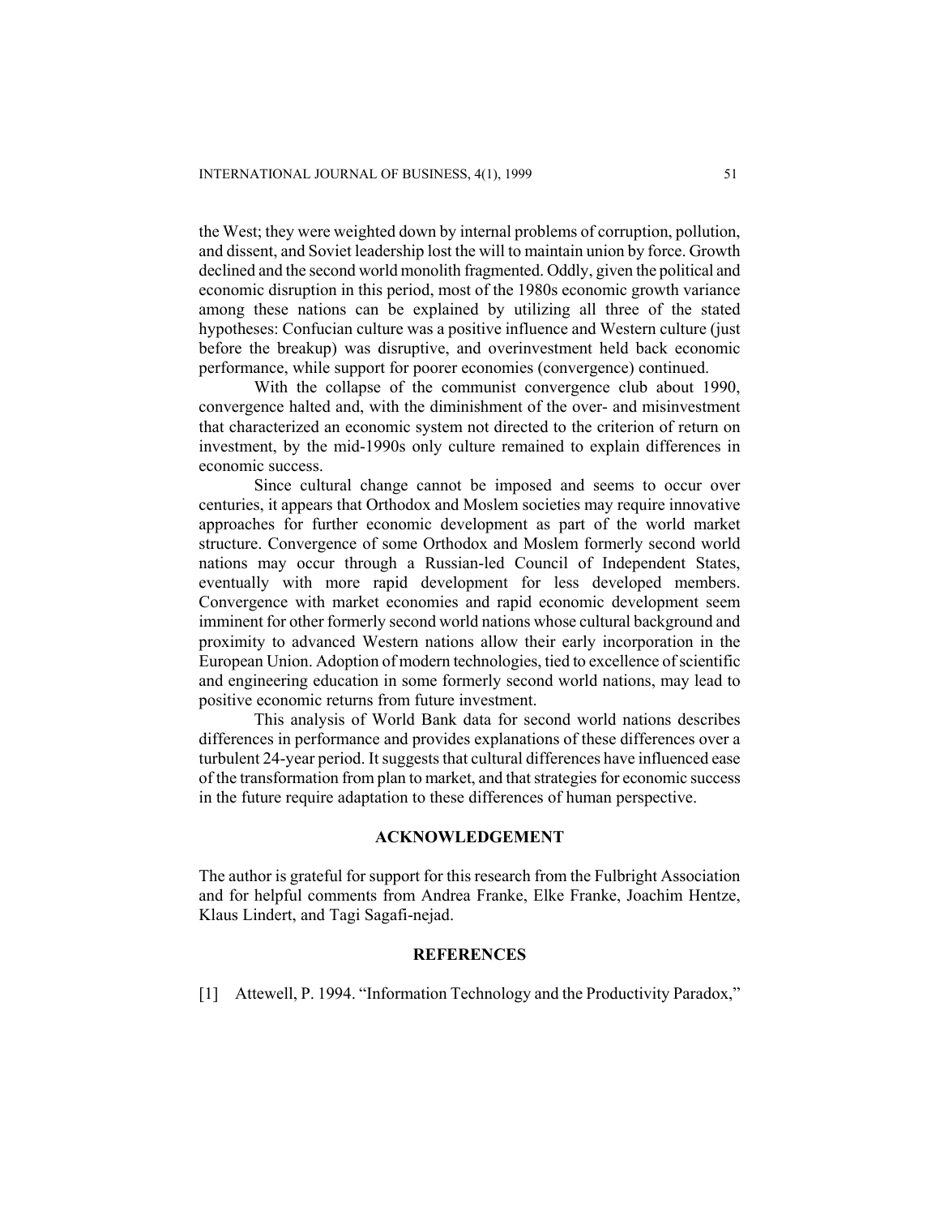the West; they were weighted down by internal problems of corruption, pollution, and dissent, and Soviet leadership lost the will to maintain union by force. Growth declined and the second world monolith fragmented. Oddly, given the political and economic disruption in this period, most of the 1980s economic growth variance among these nations can be explained by utilizing all three of the stated hypotheses: Confucian culture was a positive influence and Western culture (just before the breakup) was disruptive, and overinvestment held back economic performance, while support for poorer economies (convergence) continued.

With the collapse of the communist convergence club about 1990, convergence halted and, with the diminishment of the over- and misinvestment that characterized an economic system not directed to the criterion of return on investment, by the mid-1990s only culture remained to explain differences in economic success.

Since cultural change cannot be imposed and seems to occur over centuries, it appears that Orthodox and Moslem societies may require innovative approaches for further economic development as part of the world market structure. Convergence of some Orthodox and Moslem formerly second world nations may occur through a Russian-led Council of Independent States, eventually with more rapid development for less developed members. Convergence with market economies and rapid economic development seem imminent for other formerly second world nations whose cultural background and proximity to advanced Western nations allow their early incorporation in the European Union. Adoption of modern technologies, tied to excellence of scientific and engineering education in some formerly second world nations, may lead to positive economic returns from future investment.

This analysis of World Bank data for second world nations describes differences in performance and provides explanations of these differences over a turbulent 24-year period. It suggests that cultural differences have influenced ease of the transformation from plan to market, and that strategies for economic success in the future require adaptation to these differences of human perspective.

## ACKNOWLEDGEMENT

The author is grateful for support for this research from the Fulbright Association and for helpful comments from Andrea Franke, Elke Franke, Joachim Hentze, Klaus Lindert, and Tagi Sagafi-nejad.

## REFERENCES

[1] Attewell, P. 1994. "Information Technology and the Productivity Paradox,"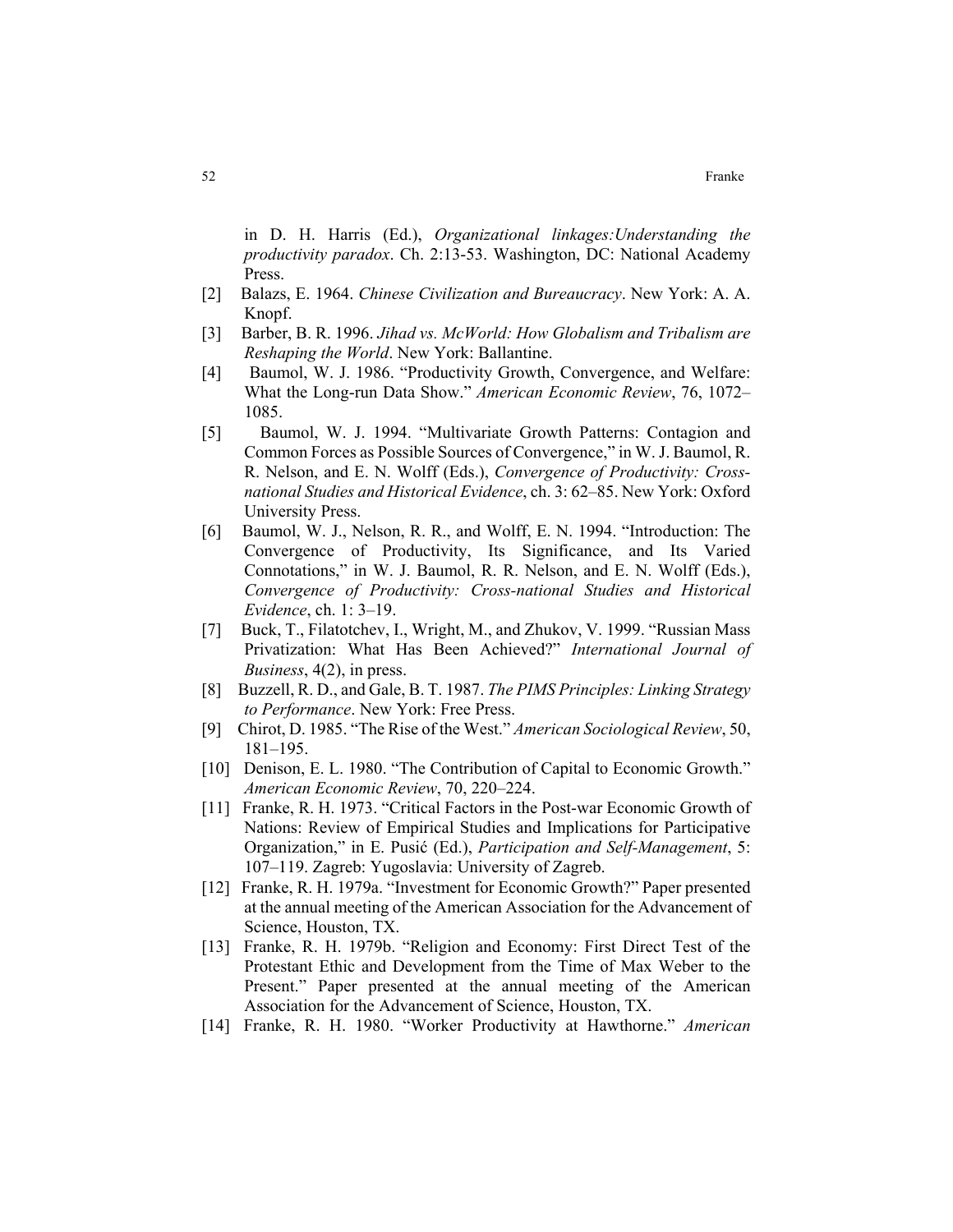in D. H. Harris (Ed.), *Organizational linkages:Understanding the productivity paradox*. Ch. 2:13-53. Washington, DC: National Academy Press.

[2] Balazs, E. 1964. *Chinese Civilization and Bureaucracy*. New York: A. A. Knopf.

[3] Barber, B. R. 1996. *Jihad vs. McWorld: How Globalism and Tribalism are Reshaping the World*. New York: Ballantine.

[4] Baumol, W. J. 1986. "Productivity Growth, Convergence, and Welfare: What the Long-run Data Show." *American Economic Review*, 76, 1072–1085.

[5] Baumol, W. J. 1994. "Multivariate Growth Patterns: Contagion and Common Forces as Possible Sources of Convergence," in W. J. Baumol, R. R. Nelson, and E. N. Wolff (Eds.), *Convergence of Productivity: Cross-national Studies and Historical Evidence*, ch. 3: 62–85. New York: Oxford University Press.

[6] Baumol, W. J., Nelson, R. R., and Wolff, E. N. 1994. "Introduction: The Convergence of Productivity, Its Significance, and Its Varied Connotations," in W. J. Baumol, R. R. Nelson, and E. N. Wolff (Eds.), *Convergence of Productivity: Cross-national Studies and Historical Evidence*, ch. 1: 3–19.

[7] Buck, T., Filatotchev, I., Wright, M., and Zhukov, V. 1999. "Russian Mass Privatization: What Has Been Achieved?" *International Journal of Business*, 4(2), in press.

[8] Buzzell, R. D., and Gale, B. T. 1987. *The PIMS Principles: Linking Strategy to Performance*. New York: Free Press.

[9] Chirot, D. 1985. "The Rise of the West." *American Sociological Review*, 50, 181–195.

[10] Denison, E. L. 1980. "The Contribution of Capital to Economic Growth." *American Economic Review*, 70, 220–224.

[11] Franke, R. H. 1973. "Critical Factors in the Post-war Economic Growth of Nations: Review of Empirical Studies and Implications for Participative Organization," in E. Pusić (Ed.), *Participation and Self-Management*, 5: 107–119. Zagreb: Yugoslavia: University of Zagreb.

[12] Franke, R. H. 1979a. "Investment for Economic Growth?" Paper presented at the annual meeting of the American Association for the Advancement of Science, Houston, TX.

[13] Franke, R. H. 1979b. "Religion and Economy: First Direct Test of the Protestant Ethic and Development from the Time of Max Weber to the Present." Paper presented at the annual meeting of the American Association for the Advancement of Science, Houston, TX.

[14] Franke, R. H. 1980. "Worker Productivity at Hawthorne." *American*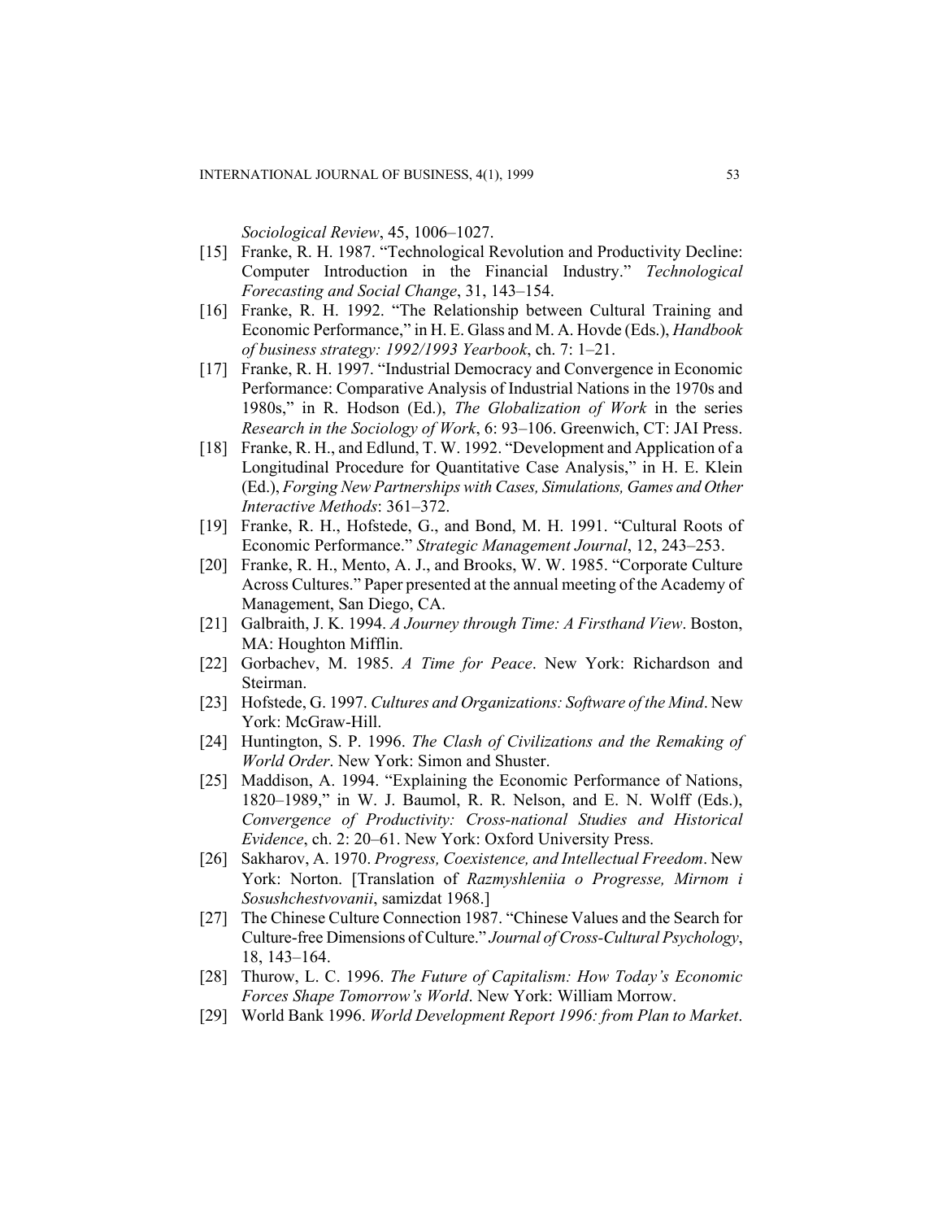*Sociological Review*, 45, 1006–1027.

[15] Franke, R. H. 1987. "Technological Revolution and Productivity Decline: Computer Introduction in the Financial Industry." *Technological Forecasting and Social Change*, 31, 143–154.

[16] Franke, R. H. 1992. "The Relationship between Cultural Training and Economic Performance," in H. E. Glass and M. A. Hovde (Eds.), *Handbook of business strategy: 1992/1993 Yearbook*, ch. 7: 1–21.

[17] Franke, R. H. 1997. "Industrial Democracy and Convergence in Economic Performance: Comparative Analysis of Industrial Nations in the 1970s and 1980s," in R. Hodson (Ed.), *The Globalization of Work* in the series *Research in the Sociology of Work*, 6: 93–106. Greenwich, CT: JAI Press.

[18] Franke, R. H., and Edlund, T. W. 1992. "Development and Application of a Longitudinal Procedure for Quantitative Case Analysis," in H. E. Klein (Ed.), *Forging New Partnerships with Cases, Simulations, Games and Other Interactive Methods*: 361–372.

[19] Franke, R. H., Hofstede, G., and Bond, M. H. 1991. "Cultural Roots of Economic Performance." *Strategic Management Journal*, 12, 243–253.

[20] Franke, R. H., Mento, A. J., and Brooks, W. W. 1985. "Corporate Culture Across Cultures." Paper presented at the annual meeting of the Academy of Management, San Diego, CA.

[21] Galbraith, J. K. 1994. *A Journey through Time: A Firsthand View*. Boston, MA: Houghton Mifflin.

[22] Gorbachev, M. 1985. *A Time for Peace*. New York: Richardson and Steirman.

[23] Hofstede, G. 1997. *Cultures and Organizations: Software of the Mind*. New York: McGraw-Hill.

[24] Huntington, S. P. 1996. *The Clash of Civilizations and the Remaking of World Order*. New York: Simon and Shuster.

[25] Maddison, A. 1994. "Explaining the Economic Performance of Nations, 1820–1989," in W. J. Baumol, R. R. Nelson, and E. N. Wolff (Eds.), *Convergence of Productivity: Cross-national Studies and Historical Evidence*, ch. 2: 20–61. New York: Oxford University Press.

[26] Sakharov, A. 1970. *Progress, Coexistence, and Intellectual Freedom*. New York: Norton. [Translation of *Razmyshleniia o Progresse, Mirnom i Sosushchestvovanii*, samizdat 1968.]

[27] The Chinese Culture Connection 1987. "Chinese Values and the Search for Culture-free Dimensions of Culture." *Journal of Cross-Cultural Psychology*, 18, 143–164.

[28] Thurow, L. C. 1996. *The Future of Capitalism: How Today's Economic Forces Shape Tomorrow's World*. New York: William Morrow.

[29] World Bank 1996. *World Development Report 1996: from Plan to Market*.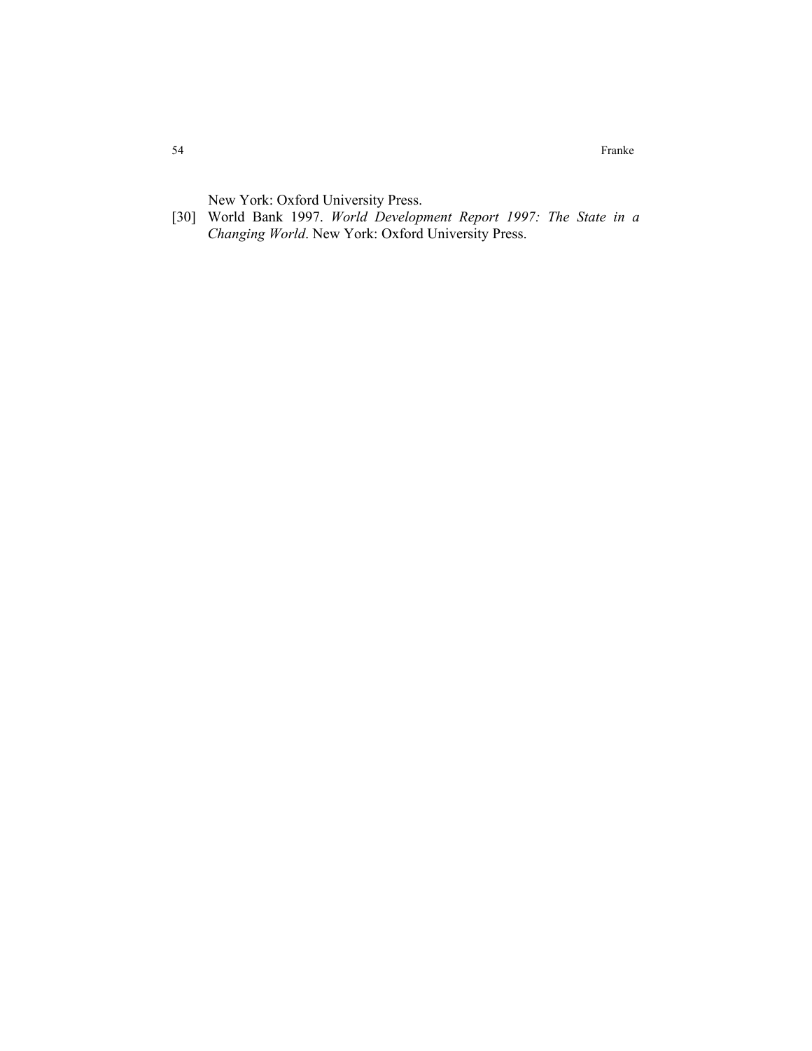New York: Oxford University Press.

[30] World Bank 1997. *World Development Report 1997: The State in a Changing World*. New York: Oxford University Press.